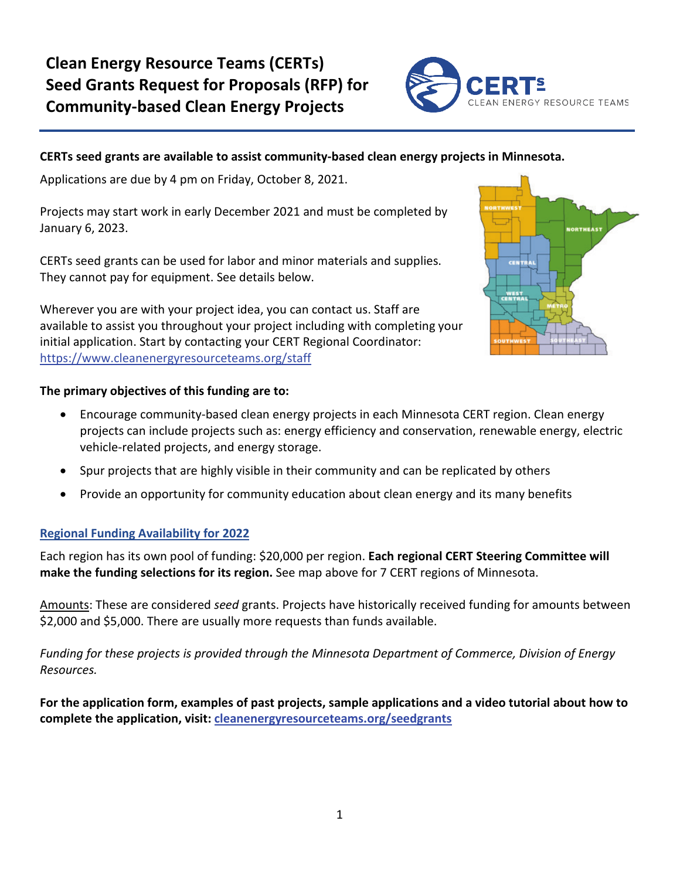# Clean Energy Resource Teams (CERTs) Seed Grants Request for Proposals (RFP) for Community-based Clean Energy Projects

**CERTs seed grants are available to assist community-based clean energy projects in Minnesota.**

Applications are due by 4 pm on Friday, October 8, 2021.

Projects may start work in early December 2021 and must be completed by January 6, 2023.

CERTs seed grants can be used for labor and minor materials and supplies. They cannot pay for equipment. See details below.

Wherever you are with your project idea, you can contact us. Staff are available to assist you throughout your project including with completing your initial application. Start by contacting your CERT Regional Coordinator: https://www.cleanenergyresourceteams.org/staff

**The primary objectives of this funding are to:**

- Encourage community-based clean energy projects in each Minnesota CERT region. Clean energy projects can include projects such as: energy efficiency and conservation, renewable energy, electric vehicle-related projects, and energy storage.
- Spur projects that are highly visible in their community and can be replicated by others
- Provide an opportunity for community education about clean energy and its many benefits

## Regional Funding Availability for 2022

Each region has its own pool of funding: $20,000 per region. **Each regional CERT Steering Committee will make the funding selections for its region.** See map above for 7 CERT regions of Minnesota.

Amounts: These are considered *seed* grants. Projects have historically received funding for amounts between $2,000 and $5,000. There are usually more requests than funds available.

*Funding for these projects is provided through the Minnesota Department of Commerce, Division of Energy Resources.*

**For the application form, examples of past projects, sample applications and a video tutorial about how to complete the application, visit: cleanenergyresourceteams.org/seedgrants**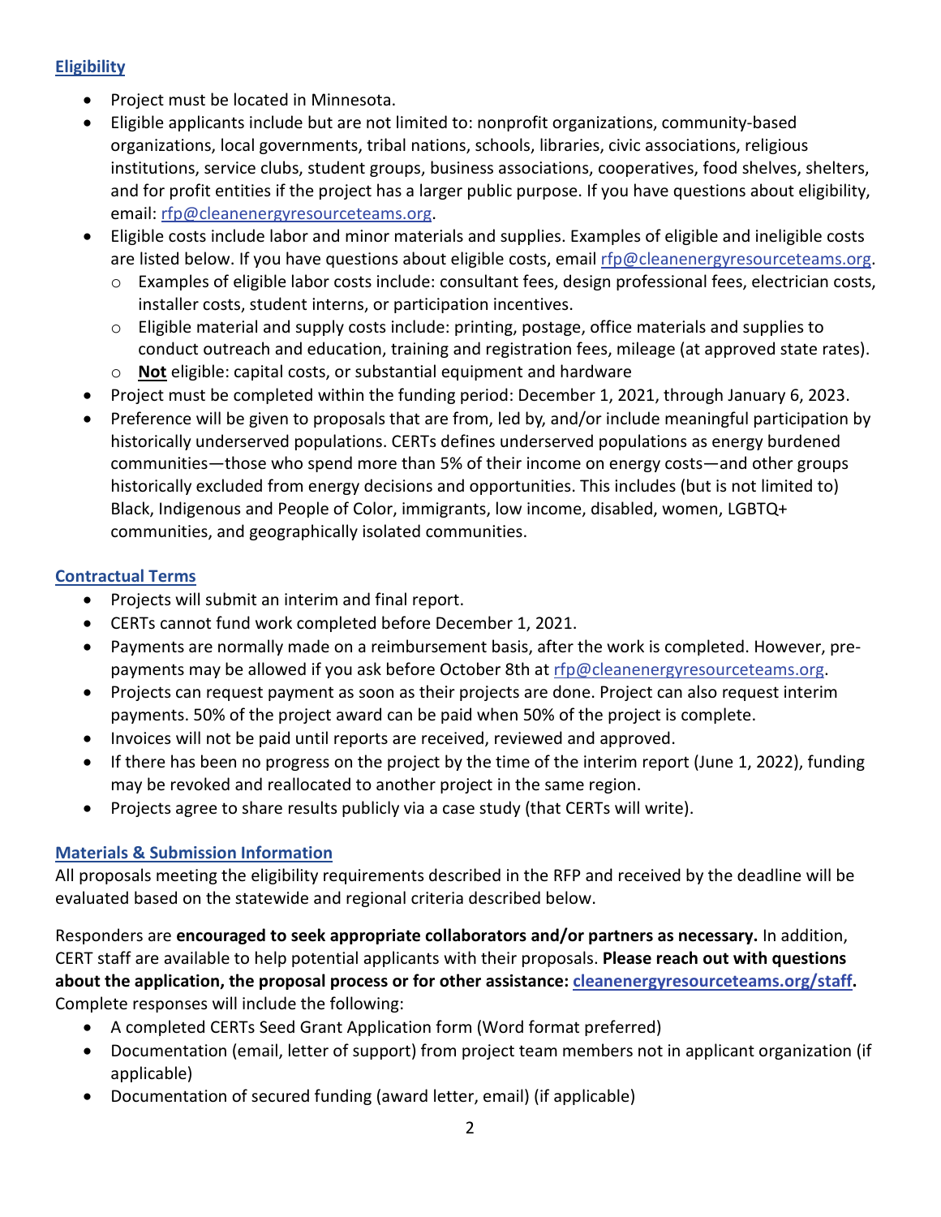## Eligibility

- Project must be located in Minnesota.
- Eligible applicants include but are not limited to: nonprofit organizations, community-based organizations, local governments, tribal nations, schools, libraries, civic associations, religious institutions, service clubs, student groups, business associations, cooperatives, food shelves, shelters, and for profit entities if the project has a larger public purpose. If you have questions about eligibility, email: rfp@cleanenergyresourceteams.org.
- Eligible costs include labor and minor materials and supplies. Examples of eligible and ineligible costs are listed below. If you have questions about eligible costs, email rfp@cleanenergyresourceteams.org.
  - Examples of eligible labor costs include: consultant fees, design professional fees, electrician costs, installer costs, student interns, or participation incentives.
  - Eligible material and supply costs include: printing, postage, office materials and supplies to conduct outreach and education, training and registration fees, mileage (at approved state rates).
  - **Not** eligible: capital costs, or substantial equipment and hardware
- Project must be completed within the funding period: December 1, 2021, through January 6, 2023.
- Preference will be given to proposals that are from, led by, and/or include meaningful participation by historically underserved populations. CERTs defines underserved populations as energy burdened communities—those who spend more than 5% of their income on energy costs—and other groups historically excluded from energy decisions and opportunities. This includes (but is not limited to) Black, Indigenous and People of Color, immigrants, low income, disabled, women, LGBTQ+ communities, and geographically isolated communities.

## Contractual Terms

- Projects will submit an interim and final report.
- CERTs cannot fund work completed before December 1, 2021.
- Payments are normally made on a reimbursement basis, after the work is completed. However, pre-payments may be allowed if you ask before October 8th at rfp@cleanenergyresourceteams.org.
- Projects can request payment as soon as their projects are done. Project can also request interim payments. 50% of the project award can be paid when 50% of the project is complete.
- Invoices will not be paid until reports are received, reviewed and approved.
- If there has been no progress on the project by the time of the interim report (June 1, 2022), funding may be revoked and reallocated to another project in the same region.
- Projects agree to share results publicly via a case study (that CERTs will write).

## Materials & Submission Information

All proposals meeting the eligibility requirements described in the RFP and received by the deadline will be evaluated based on the statewide and regional criteria described below.

Responders are **encouraged to seek appropriate collaborators and/or partners as necessary.** In addition, CERT staff are available to help potential applicants with their proposals. **Please reach out with questions about the application, the proposal process or for other assistance: cleanenergyresourceteams.org/staff.** Complete responses will include the following:

- A completed CERTs Seed Grant Application form (Word format preferred)
- Documentation (email, letter of support) from project team members not in applicant organization (if applicable)
- Documentation of secured funding (award letter, email) (if applicable)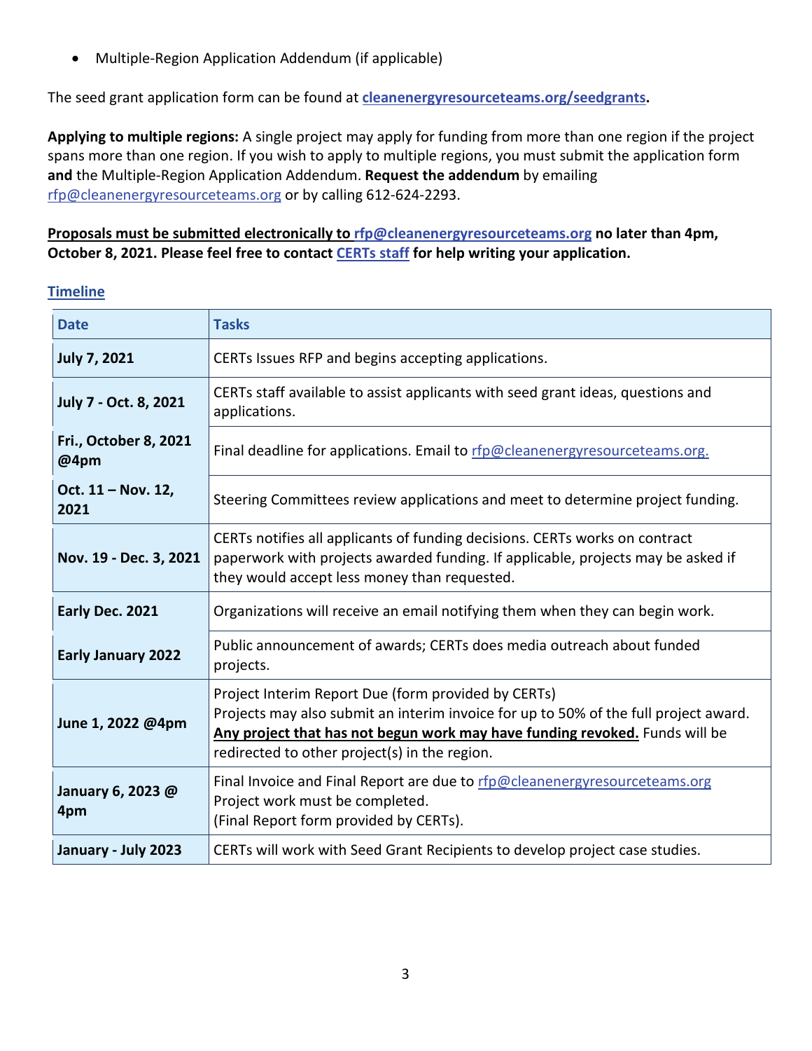- Multiple-Region Application Addendum (if applicable)

The seed grant application form can be found at **cleanenergyresourceteams.org/seedgrants.**

**Applying to multiple regions:** A single project may apply for funding from more than one region if the project spans more than one region. If you wish to apply to multiple regions, you must submit the application form **and** the Multiple-Region Application Addendum. **Request the addendum** by emailing rfp@cleanenergyresourceteams.org or by calling 612-624-2293.

**Proposals must be submitted electronically to rfp@cleanenergyresourceteams.org no later than 4pm, October 8, 2021. Please feel free to contact CERTs staff for help writing your application.**

## Timeline

| Date | Tasks |
|---|---|
| **July 7, 2021** | CERTs Issues RFP and begins accepting applications. |
| **July 7 - Oct. 8, 2021** | CERTs staff available to assist applicants with seed grant ideas, questions and applications. |
| **Fri., October 8, 2021 @4pm** | Final deadline for applications. Email to rfp@cleanenergyresourceteams.org. |
| **Oct. 11 – Nov. 12, 2021** | Steering Committees review applications and meet to determine project funding. |
| **Nov. 19 - Dec. 3, 2021** | CERTs notifies all applicants of funding decisions. CERTs works on contract paperwork with projects awarded funding. If applicable, projects may be asked if they would accept less money than requested. |
| **Early Dec. 2021** | Organizations will receive an email notifying them when they can begin work. |
| **Early January 2022** | Public announcement of awards; CERTs does media outreach about funded projects. |
| **June 1, 2022 @4pm** | Project Interim Report Due (form provided by CERTs)<br>Projects may also submit an interim invoice for up to 50% of the full project award. **Any project that has not begun work may have funding revoked.** Funds will be redirected to other project(s) in the region. |
| **January 6, 2023 @ 4pm** | Final Invoice and Final Report are due to rfp@cleanenergyresourceteams.org<br>Project work must be completed.<br>(Final Report form provided by CERTs). |
| **January - July 2023** | CERTs will work with Seed Grant Recipients to develop project case studies. |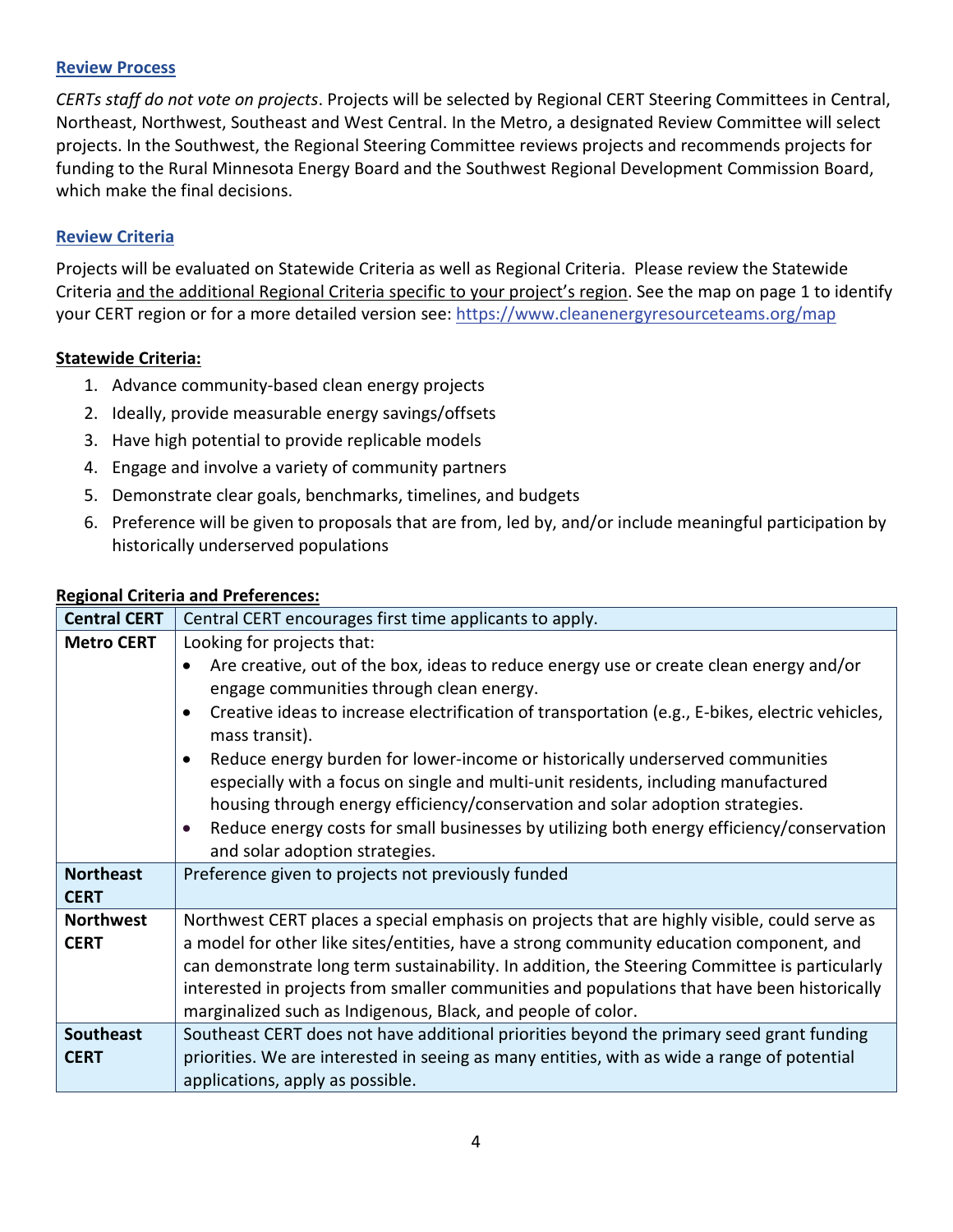## Review Process

*CERTs staff do not vote on projects*. Projects will be selected by Regional CERT Steering Committees in Central, Northeast, Northwest, Southeast and West Central. In the Metro, a designated Review Committee will select projects. In the Southwest, the Regional Steering Committee reviews projects and recommends projects for funding to the Rural Minnesota Energy Board and the Southwest Regional Development Commission Board, which make the final decisions.

## Review Criteria

Projects will be evaluated on Statewide Criteria as well as Regional Criteria. Please review the Statewide Criteria and the additional Regional Criteria specific to your project's region. See the map on page 1 to identify your CERT region or for a more detailed version see: https://www.cleanenergyresourceteams.org/map

**Statewide Criteria:**

1. Advance community-based clean energy projects
2. Ideally, provide measurable energy savings/offsets
3. Have high potential to provide replicable models
4. Engage and involve a variety of community partners
5. Demonstrate clear goals, benchmarks, timelines, and budgets
6. Preference will be given to proposals that are from, led by, and/or include meaningful participation by historically underserved populations

**Regional Criteria and Preferences:**

| Region | Criteria and Preferences |
|---|---|
| **Central CERT** | Central CERT encourages first time applicants to apply. |
| **Metro CERT** | Looking for projects that:<br>• Are creative, out of the box, ideas to reduce energy use or create clean energy and/or engage communities through clean energy.<br>• Creative ideas to increase electrification of transportation (e.g., E-bikes, electric vehicles, mass transit).<br>• Reduce energy burden for lower-income or historically underserved communities especially with a focus on single and multi-unit residents, including manufactured housing through energy efficiency/conservation and solar adoption strategies.<br>• Reduce energy costs for small businesses by utilizing both energy efficiency/conservation and solar adoption strategies. |
| **Northeast CERT** | Preference given to projects not previously funded |
| **Northwest CERT** | Northwest CERT places a special emphasis on projects that are highly visible, could serve as a model for other like sites/entities, have a strong community education component, and can demonstrate long term sustainability. In addition, the Steering Committee is particularly interested in projects from smaller communities and populations that have been historically marginalized such as Indigenous, Black, and people of color. |
| **Southeast CERT** | Southeast CERT does not have additional priorities beyond the primary seed grant funding priorities. We are interested in seeing as many entities, with as wide a range of potential applications, apply as possible. |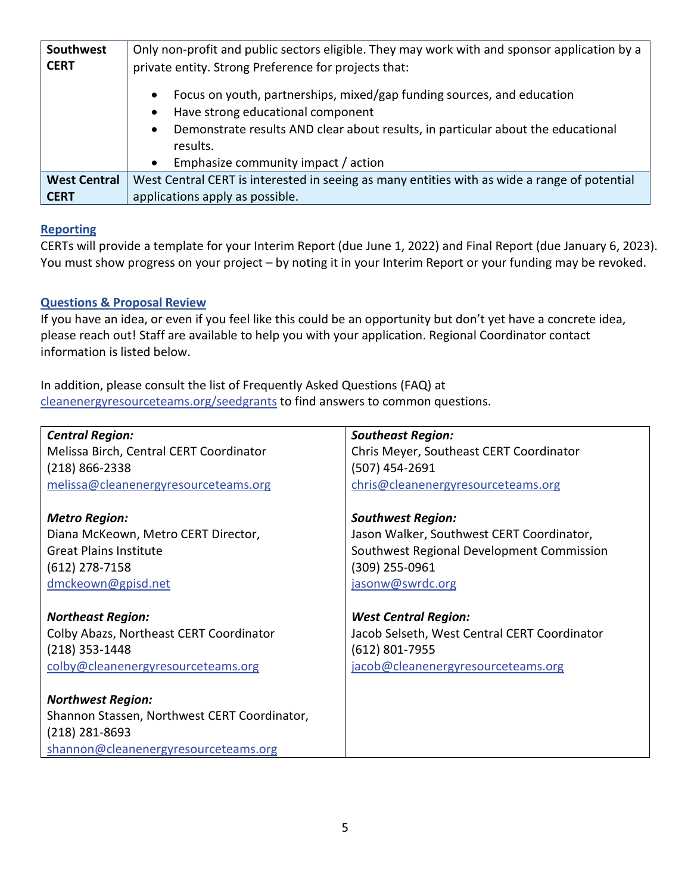| | |
|---|---|
| **Southwest CERT** | Only non-profit and public sectors eligible. They may work with and sponsor application by a private entity. Strong Preference for projects that:<br>• Focus on youth, partnerships, mixed/gap funding sources, and education<br>• Have strong educational component<br>• Demonstrate results AND clear about results, in particular about the educational results.<br>• Emphasize community impact / action |
| **West Central CERT** | West Central CERT is interested in seeing as many entities with as wide a range of potential applications apply as possible. |

## Reporting

CERTs will provide a template for your Interim Report (due June 1, 2022) and Final Report (due January 6, 2023). You must show progress on your project – by noting it in your Interim Report or your funding may be revoked.

## Questions & Proposal Review

If you have an idea, or even if you feel like this could be an opportunity but don't yet have a concrete idea, please reach out! Staff are available to help you with your application. Regional Coordinator contact information is listed below.

In addition, please consult the list of Frequently Asked Questions (FAQ) at cleanenergyresourceteams.org/seedgrants to find answers to common questions.

| | |
|---|---|
| ***Central Region:***<br>Melissa Birch, Central CERT Coordinator<br>(218) 866-2338<br>melissa@cleanenergyresourceteams.org | ***Southeast Region:***<br>Chris Meyer, Southeast CERT Coordinator<br>(507) 454-2691<br>chris@cleanenergyresourceteams.org |
| ***Metro Region:***<br>Diana McKeown, Metro CERT Director,<br>Great Plains Institute<br>(612) 278-7158<br>dmckeown@gpisd.net | ***Southwest Region:***<br>Jason Walker, Southwest CERT Coordinator,<br>Southwest Regional Development Commission<br>(309) 255-0961<br>jasonw@swrdc.org |
| ***Northeast Region:***<br>Colby Abazs, Northeast CERT Coordinator<br>(218) 353-1448<br>colby@cleanenergyresourceteams.org | ***West Central Region:***<br>Jacob Selseth, West Central CERT Coordinator<br>(612) 801-7955<br>jacob@cleanenergyresourceteams.org |
| ***Northwest Region:***<br>Shannon Stassen, Northwest CERT Coordinator,<br>(218) 281-8693<br>shannon@cleanenergyresourceteams.org | |